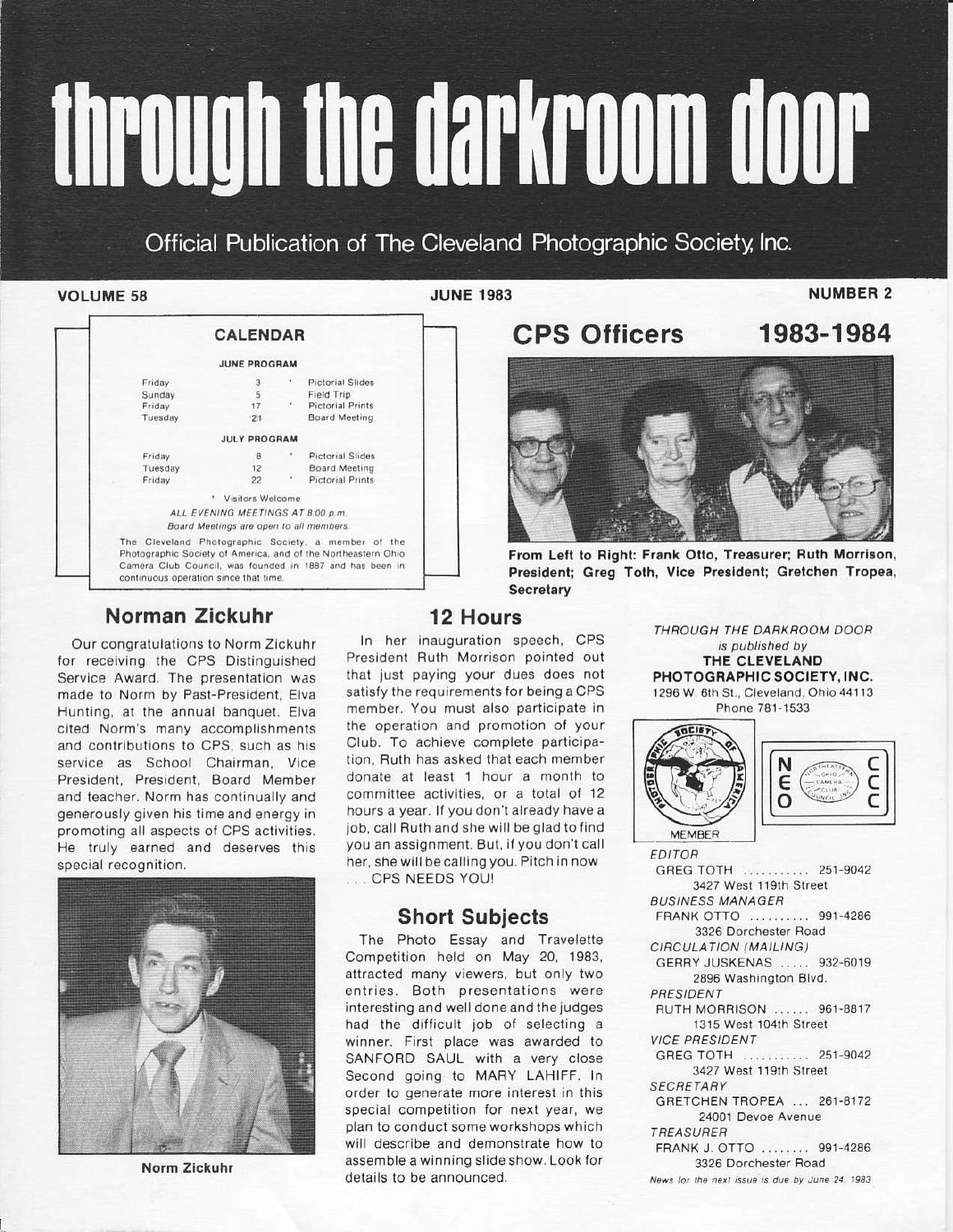# through the darkroom door

Official Publication of The Cleveland Photographic Society, Inc.

**VOLUME 58** **JUNE 1983** **NUMBER 2**

## CALENDAR

**JUNE PROGRAM**

| | | | |
|---|---|---|---|
| Friday | 3 | * | Pictorial Slides |
| Sunday | 5 | | Field Trip |
| Friday | 17 | * | Pictorial Prints |
| Tuesday | 21 | | Board Meeting |

**JULY PROGRAM**

| | | | |
|---|---|---|---|
| Friday | 8 | * | Pictorial Slides |
| Tuesday | 12 | | Board Meeting |
| Friday | 22 | * | Pictorial Prints |

\* Visitors Welcome

*ALL EVENING MEETINGS AT 8:00 p.m.*

*Board Meetings are open to all members.*

The Cleveland Photographic Society, a member of the Photographic Society of America, and of the Northeastern Ohio Camera Club Council, was founded in 1887 and has been in continuous operation since that time.

## CPS Officers 1983-1984

**From Left to Right: Frank Otto, Treasurer; Ruth Morrison, President; Greg Toth, Vice President; Gretchen Tropea, Secretary**

## Norman Zickuhr

Our congratulations to Norm Zickuhr for receiving the CPS Distinguished Service Award. The presentation was made to Norm by Past-President, Elva Hunting, at the annual banquet. Elva cited Norm's many accomplishments and contributions to CPS, such as his service as School Chairman, Vice President, President, Board Member and teacher. Norm has continually and generously given his time and energy in promoting all aspects of CPS activities. He truly earned and deserves this special recognition.

**Norm Zickuhr**

## 12 Hours

In her inauguration speech, CPS President Ruth Morrison pointed out that just paying your dues does not satisfy the requirements for being a CPS member. You must also participate in the operation and promotion of your Club. To achieve complete participation, Ruth has asked that each member donate at least 1 hour a month to committee activities, or a total of 12 hours a year. If you don't already have a job, call Ruth and she will be glad to find you an assignment. But, if you don't call her, she will be calling you. Pitch in now . . . CPS NEEDS YOU!

## Short Subjects

The Photo Essay and Travelette Competition held on May 20, 1983, attracted many viewers, but only two entries. Both presentations were interesting and well done and the judges had the difficult job of selecting a winner. First place was awarded to SANFORD SAUL with a very close Second going to MARY LAHIFF. In order to generate more interest in this special competition for next year, we plan to conduct some workshops which will describe and demonstrate how to assemble a winning slide show. Look for details to be announced.

*THROUGH THE DARKROOM DOOR*
*is published by*
**THE CLEVELAND PHOTOGRAPHIC SOCIETY, INC.**
1296 W. 6th St., Cleveland, Ohio 44113
Phone 781-1533

MEMBER

*EDITOR*
GREG TOTH .......... 251-9042
3427 West 119th Street

*BUSINESS MANAGER*
FRANK OTTO .......... 991-4286
3326 Dorchester Road

*CIRCULATION (MAILING)*
GERRY JUSKENAS ..... 932-6019
2896 Washington Blvd.

*PRESIDENT*
RUTH MORRISON ...... 961-8817
1315 West 104th Street

*VICE PRESIDENT*
GREG TOTH .......... 251-9042
3427 West 119th Street

*SECRETARY*
GRETCHEN TROPEA ... 261-8172
24001 Devoe Avenue

*TREASURER*
FRANK J. OTTO ........ 991-4286
3326 Dorchester Road

*News for the next issue is due by June 24, 1983*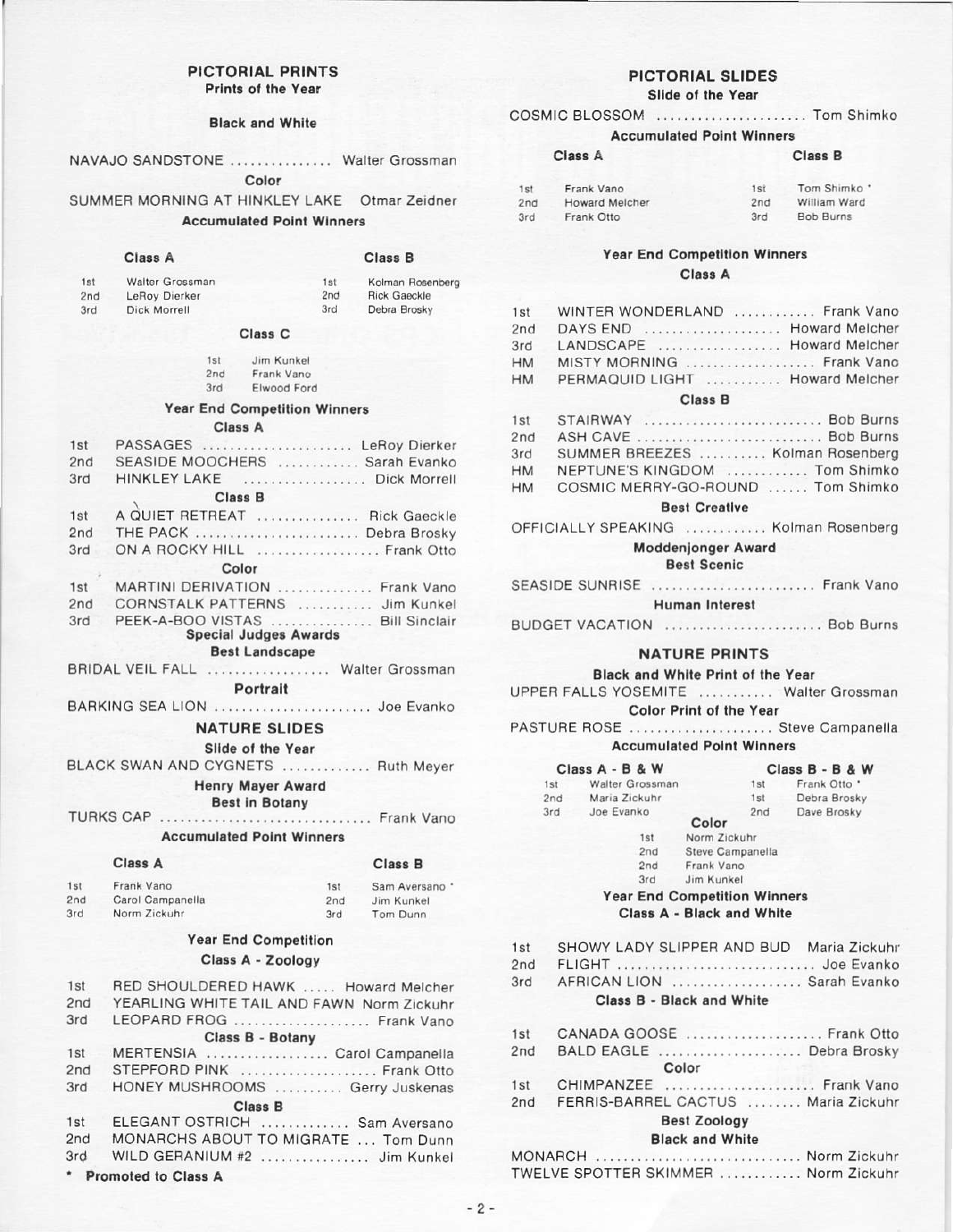## PICTORIAL PRINTS

### Prints of the Year

#### Black and White

NAVAJO SANDSTONE ............... Walter Grossman

#### Color

SUMMER MORNING AT HINKLEY LAKE Otmar Zeidner

#### Accumulated Point Winners

| | Class A | | Class B |
|---|---|---|---|
| 1st | Walter Grossman | 1st | Kolman Rosenberg |
| 2nd | LeRoy Dierker | 2nd | Rick Gaeckle |
| 3rd | Dick Morrell | 3rd | Debra Brosky |

**Class C**

| | |
|---|---|
| 1st | Jim Kunkel |
| 2nd | Frank Vano |
| 3rd | Elwood Ford |

#### Year End Competition Winners

**Class A**

1st PASSAGES ...................... LeRoy Dierker
2nd SEASIDE MOOCHERS ............ Sarah Evanko
3rd HINKLEY LAKE .................. Dick Morrell

**Class B**

1st A QUIET RETREAT ............... Rick Gaeckle
2nd THE PACK ........................ Debra Brosky
3rd ON A ROCKY HILL .................. Frank Otto

**Color**

1st MARTINI DERIVATION .............. Frank Vano
2nd CORNSTALK PATTERNS ........... Jim Kunkel
3rd PEEK-A-BOO VISTAS ............... Bill Sinclair

#### Special Judges Awards

**Best Landscape**

BRIDAL VEIL FALL .................. Walter Grossman

**Portrait**

BARKING SEA LION ....................... Joe Evanko

## NATURE SLIDES

### Slide of the Year

BLACK SWAN AND CYGNETS ............. Ruth Meyer

#### Henry Mayer Award

**Best in Botany**

TURKS CAP .............................. Frank Vano

#### Accumulated Point Winners

| | Class A | | Class B |
|---|---|---|---|
| 1st | Frank Vano | 1st | Sam Aversano * |
| 2nd | Carol Campanella | 2nd | Jim Kunkel |
| 3rd | Norm Zickuhr | 3rd | Tom Dunn |

#### Year End Competition

**Class A - Zoology**

1st RED SHOULDERED HAWK ..... Howard Melcher
2nd YEARLING WHITE TAIL AND FAWN Norm Zickuhr
3rd LEOPARD FROG .................... Frank Vano

**Class B - Botany**

1st MERTENSIA .................. Carol Campanella
2nd STEPFORD PINK .................... Frank Otto
3rd HONEY MUSHROOMS .......... Gerry Juskenas

**Class B**

1st ELEGANT OSTRICH ............. Sam Aversano
2nd MONARCHS ABOUT TO MIGRATE ... Tom Dunn
3rd WILD GERANIUM #2 ................ Jim Kunkel

\* Promoted to Class A

## PICTORIAL SLIDES

### Slide of the Year

COSMIC BLOSSOM ...................... Tom Shimko

#### Accumulated Point Winners

| | Class A | | Class B |
|---|---|---|---|
| 1st | Frank Vano | 1st | Tom Shimko * |
| 2nd | Howard Melcher | 2nd | William Ward |
| 3rd | Frank Otto | 3rd | Bob Burns |

#### Year End Competition Winners

**Class A**

1st WINTER WONDERLAND ............ Frank Vano
2nd DAYS END .................... Howard Melcher
3rd LANDSCAPE .................. Howard Melcher
HM MISTY MORNING ................... Frank Vano
HM PERMAQUID LIGHT ........... Howard Melcher

**Class B**

1st STAIRWAY .......................... Bob Burns
2nd ASH CAVE ........................... Bob Burns
3rd SUMMER BREEZES .......... Kolman Rosenberg
HM NEPTUNE'S KINGDOM ............ Tom Shimko
HM COSMIC MERRY-GO-ROUND ...... Tom Shimko

**Best Creative**

OFFICIALLY SPEAKING ............ Kolman Rosenberg

#### Moddenjonger Award

**Best Scenic**

SEASIDE SUNRISE ........................ Frank Vano

**Human Interest**

BUDGET VACATION ....................... Bob Burns

## NATURE PRINTS

### Black and White Print of the Year

UPPER FALLS YOSEMITE ........... Walter Grossman

### Color Print of the Year

PASTURE ROSE ..................... Steve Campanella

#### Accumulated Point Winners

| | Class A - B & W | | Class B - B & W |
|---|---|---|---|
| 1st | Walter Grossman | 1st | Frank Otto * |
| 2nd | Maria Zickuhr | 1st | Debra Brosky |
| 3rd | Joe Evanko | 2nd | Dave Brosky |

**Color**

| | |
|---|---|
| 1st | Norm Zickuhr |
| 2nd | Steve Campanella |
| 2nd | Frank Vano |
| 3rd | Jim Kunkel |

#### Year End Competition Winners

**Class A - Black and White**

1st SHOWY LADY SLIPPER AND BUD Maria Zickuhr
2nd FLIGHT ............................ Joe Evanko
3rd AFRICAN LION ................... Sarah Evanko

**Class B - Black and White**

1st CANADA GOOSE .................... Frank Otto
2nd BALD EAGLE ..................... Debra Brosky

**Color**

1st CHIMPANZEE ...................... Frank Vano
2nd FERRIS-BARREL CACTUS ........ Maria Zickuhr

**Best Zoology**

**Black and White**

MONARCH .............................. Norm Zickuhr
TWELVE SPOTTER SKIMMER ............ Norm Zickuhr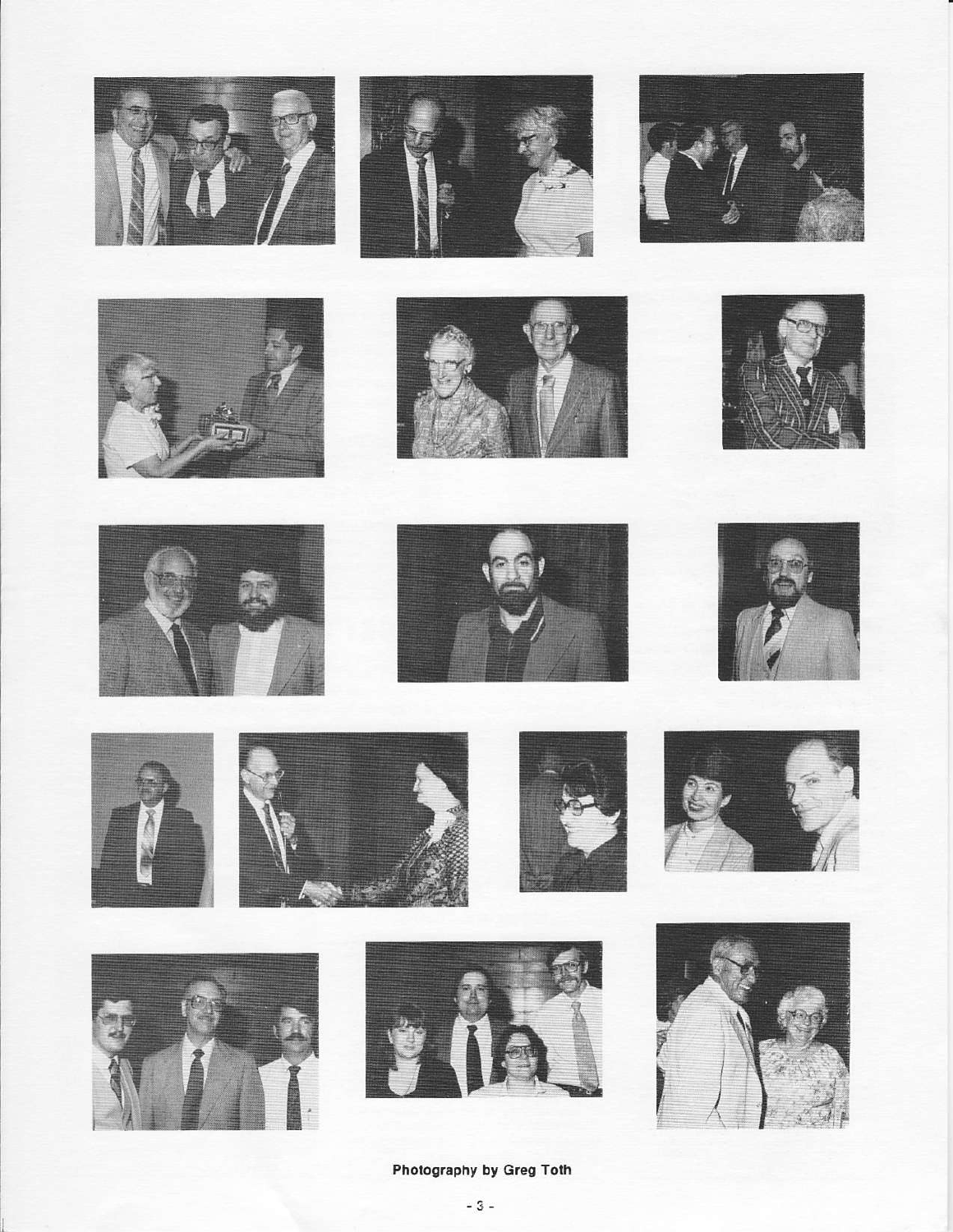**Photography by Greg Toth**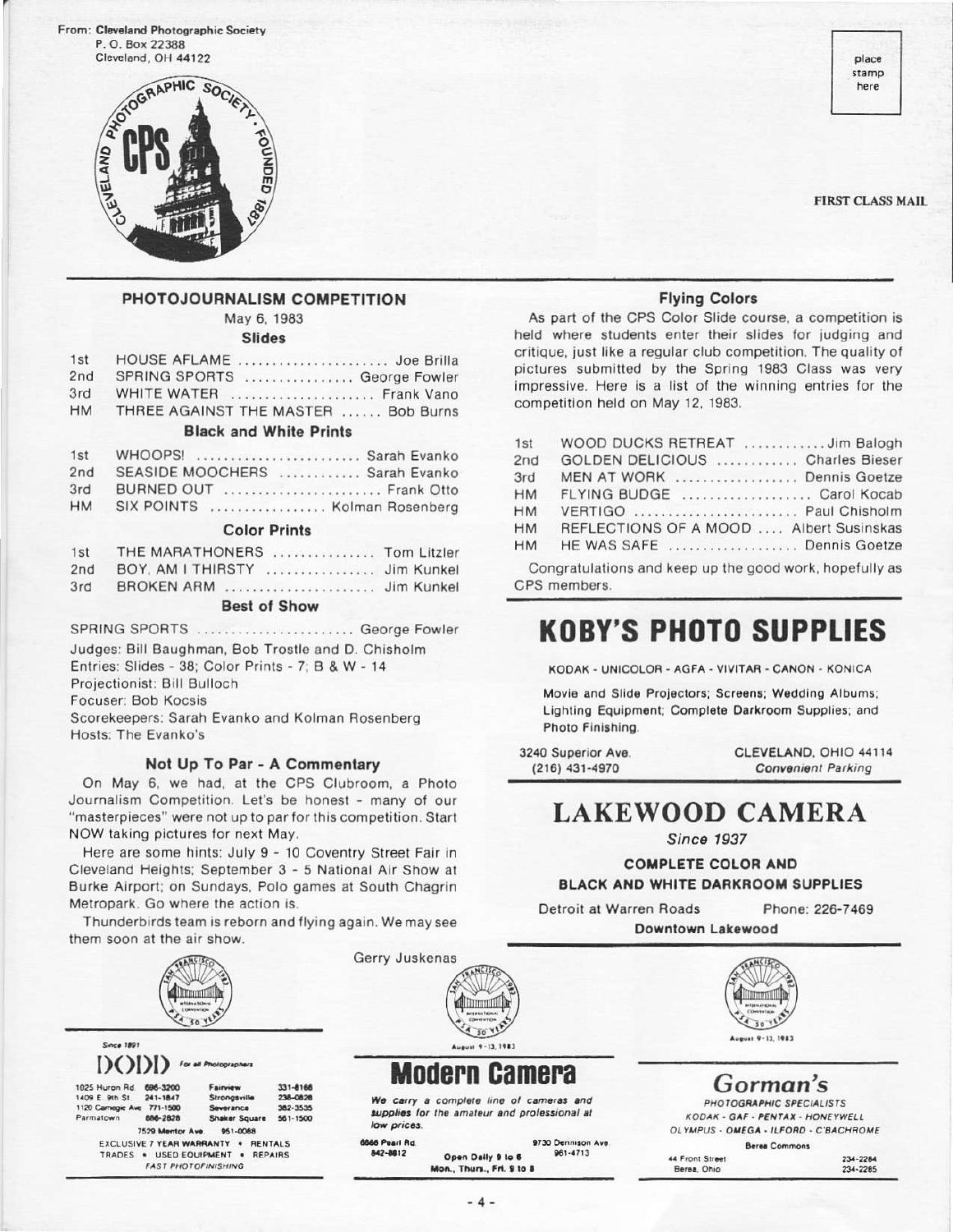From: **Cleveland Photographic Society**
P. O. Box 22388
Cleveland, OH 44122

place stamp here

**FIRST CLASS MAIL**

## PHOTOJOURNALISM COMPETITION

May 6, 1983

### Slides

| | | |
|---|---|---|
| 1st | HOUSE AFLAME | Joe Brilla |
| 2nd | SPRING SPORTS | George Fowler |
| 3rd | WHITE WATER | Frank Vano |
| HM | THREE AGAINST THE MASTER | Bob Burns |

### Black and White Prints

| | | |
|---|---|---|
| 1st | WHOOPS! | Sarah Evanko |
| 2nd | SEASIDE MOOCHERS | Sarah Evanko |
| 3rd | BURNED OUT | Frank Otto |
| HM | SIX POINTS | Kolman Rosenberg |

### Color Prints

| | | |
|---|---|---|
| 1st | THE MARATHONERS | Tom Litzler |
| 2nd | BOY, AM I THIRSTY | Jim Kunkel |
| 3rd | BROKEN ARM | Jim Kunkel |

### Best of Show

SPRING SPORTS ........................ George Fowler

Judges: Bill Baughman, Bob Trostle and D. Chisholm
Entries: Slides - 38; Color Prints - 7; B & W - 14
Projectionist: Bill Bulloch
Focuser: Bob Kocsis
Scorekeepers: Sarah Evanko and Kolman Rosenberg
Hosts: The Evanko's

### Not Up To Par - A Commentary

On May 6, we had, at the CPS Clubroom, a Photo Journalism Competition. Let's be honest - many of our "masterpieces" were not up to par for this competition. Start NOW taking pictures for next May.

Here are some hints: July 9 - 10 Coventry Street Fair in Cleveland Heights; September 3 - 5 National Air Show at Burke Airport; on Sundays, Polo games at South Chagrin Metropark. Go where the action is.

Thunderbirds team is reborn and flying again. We may see them soon at the air show.

Gerry Juskenas

### Flying Colors

As part of the CPS Color Slide course, a competition is held where students enter their slides for judging and critique, just like a regular club competition. The quality of pictures submitted by the Spring 1983 Class was very impressive. Here is a list of the winning entries for the competition held on May 12, 1983.

| | | |
|---|---|---|
| 1st | WOOD DUCKS RETREAT | Jim Balogh |
| 2nd | GOLDEN DELICIOUS | Charles Bieser |
| 3rd | MEN AT WORK | Dennis Goetze |
| HM | FLYING BUDGE | Carol Kocab |
| HM | VERTIGO | Paul Chisholm |
| HM | REFLECTIONS OF A MOOD | Albert Susinskas |
| HM | HE WAS SAFE | Dennis Goetze |

Congratulations and keep up the good work, hopefully as CPS members.

## KOBY'S PHOTO SUPPLIES

KODAK - UNICOLOR - AGFA - VIVITAR - CANON - KONICA

Movie and Slide Projectors; Screens; Wedding Albums; Lighting Equipment; Complete Darkroom Supplies; and Photo Finishing.

3240 Superior Ave. (216) 431-4970
CLEVELAND, OHIO 44114
*Convenient Parking*

## LAKEWOOD CAMERA

*Since 1937*

**COMPLETE COLOR AND BLACK AND WHITE DARKROOM SUPPLIES**

Detroit at Warren Roads
Phone: 226-7469
**Downtown Lakewood**

*Since 1891*

## DODD *For all Photographers*

| | | | |
|---|---|---|---|
| 1025 Huron Rd. | 696-3200 | Fairview | 331-8166 |
| 1409 E. 9th St. | 241-1847 | Strongsville | 238-0828 |
| 1120 Carnegie Ave | 771-1500 | Severance | 382-3535 |
| Parmatown | 886-2828 | Shaker Square | 561-1500 |

7529 Mentor Ave 951-0088

EXCLUSIVE 7 YEAR WARRANTY • RENTALS
TRADES • USED EQUIPMENT • REPAIRS
*FAST PHOTOFINISHING*

August 9 - 13, 1983

## Modern Camera

*We carry a complete line of cameras and supplies for the amateur and professional at low prices.*

6666 Pearl Rd. 842-8812
9730 Dennison Ave. 961-4713
Open Daily 9 to 6
Mon., Thurs., Fri. 9 to 8

August 9 - 13, 1983

## *Gorman's*

*PHOTOGRAPHIC SPECIALISTS*

*KODAK - GAF - PENTAX - HONEYWELL*
*OLYMPUS - OMEGA - ILFORD - C'BACHROME*

Berea Commons

44 Front Street
Berea, Ohio
234-2284
234-2285